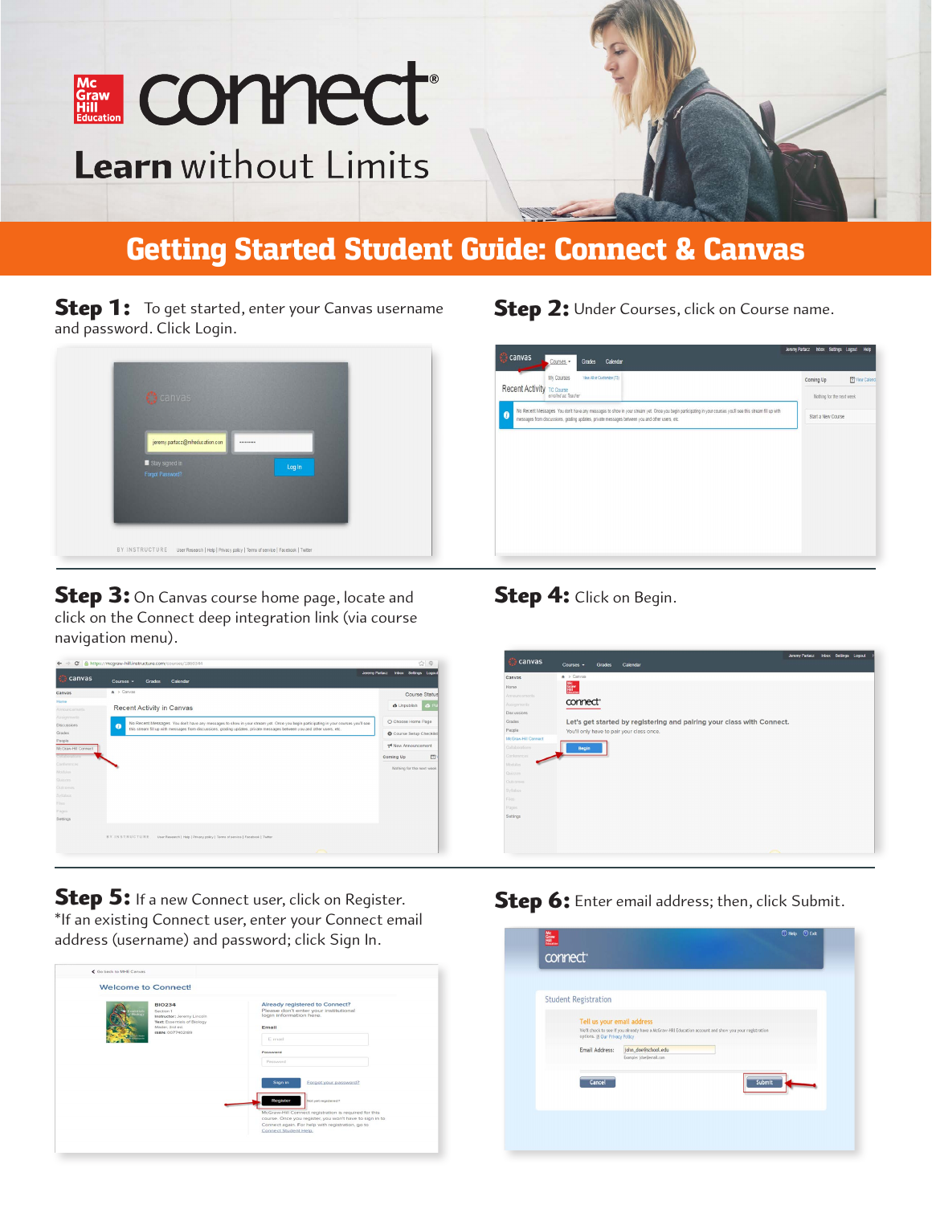# connect

## Learn without Limits

# Getting Started Student Guide: Connect & Canvas

**Step 1:** To get started, enter your Canvas username and password. Click Login.

**Step 2:** Under Courses, click on Course name.

**Step 3:** On Canvas course home page, locate and click on the Connect deep integration link (via course navigation menu).

**Step 4:** Click on Begin.

**Step 5:** If a new Connect user, click on Register.
*If an existing Connect user, enter your Connect email address (username) and password; click Sign In.

**Step 6:** Enter email address; then, click Submit.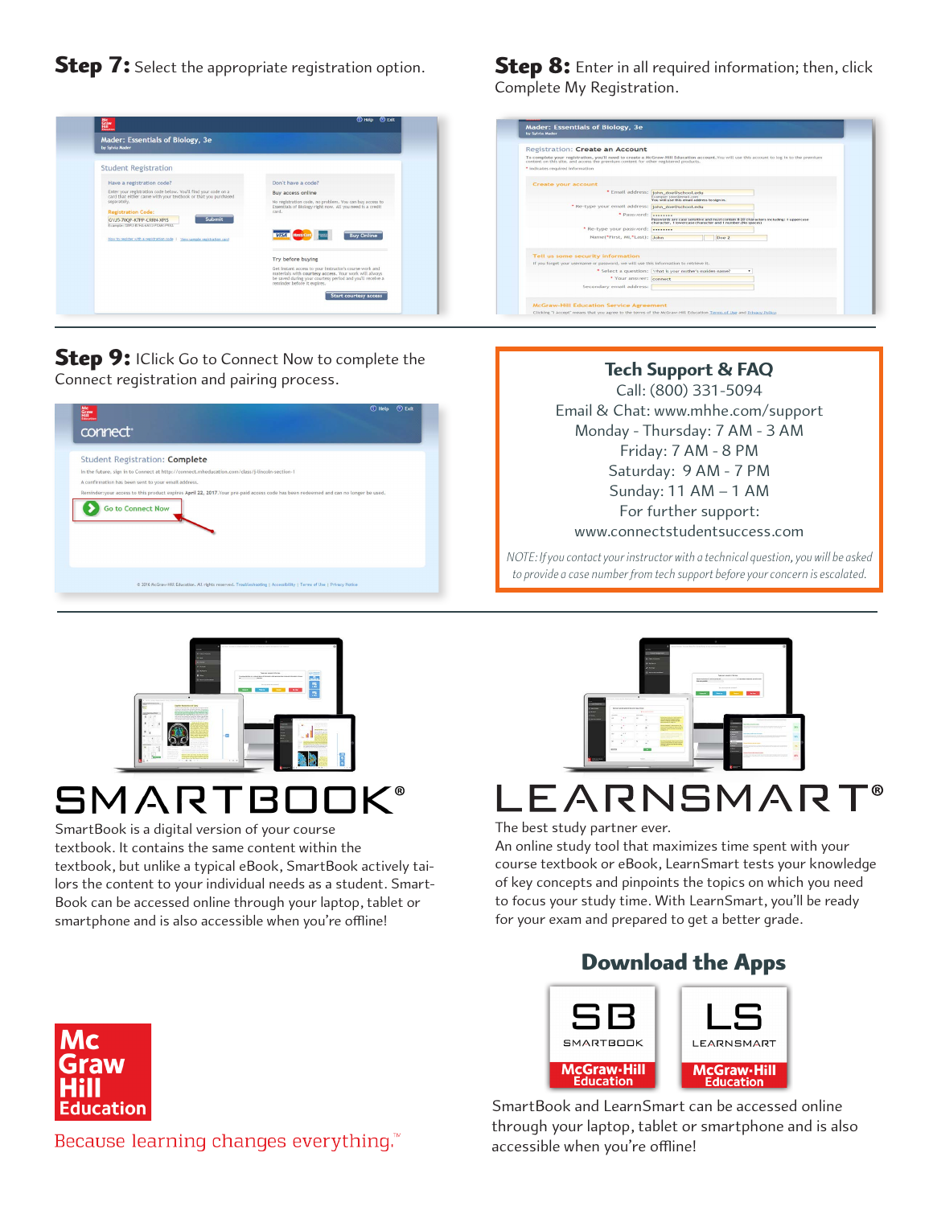**Step 7:** Select the appropriate registration option.

**Step 8:** Enter in all required information; then, click Complete My Registration.

**Step 9:** IClick Go to Connect Now to complete the Connect registration and pairing process.

## Tech Support & FAQ

Call: (800) 331-5094
Email & Chat: www.mhhe.com/support
Monday - Thursday: 7 AM - 3 AM
Friday: 7 AM - 8 PM
Saturday: 9 AM - 7 PM
Sunday: 11 AM – 1 AM
For further support:
www.connectstudentsuccess.com

*NOTE: If you contact your instructor with a technical question, you will be asked to provide a case number from tech support before your concern is escalated.*

## SMARTBOOK®

SmartBook is a digital version of your course textbook. It contains the same content within the textbook, but unlike a typical eBook, SmartBook actively tailors the content to your individual needs as a student. SmartBook can be accessed online through your laptop, tablet or smartphone and is also accessible when you're offline!

## LEARNSMART®

The best study partner ever.
An online study tool that maximizes time spent with your course textbook or eBook, LearnSmart tests your knowledge of key concepts and pinpoints the topics on which you need to focus your study time. With LearnSmart, you'll be ready for your exam and prepared to get a better grade.

## Download the Apps

SB SMARTBOOK McGraw-Hill Education

LS LEARNSMART McGraw-Hill Education

SmartBook and LearnSmart can be accessed online through your laptop, tablet or smartphone and is also accessible when you're offline!

Mc Graw Hill Education

Because learning changes everything.™